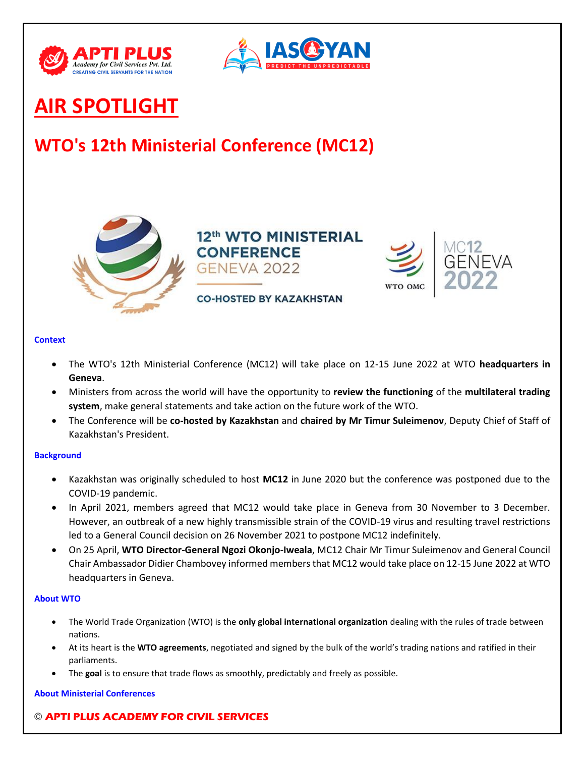# AIR SPOTLIGHT

## WTO's 12th Ministerial Conference (MC12)

### Context

- The WTO's 12th Ministerial Conference (MC12) will take place on 12-15 June 2022 at WTO **headquarters in Geneva**.
- Ministers from across the world will have the opportunity to **review the functioning** of the **multilateral trading system**, make general statements and take action on the future work of the WTO.
- The Conference will be **co-hosted by Kazakhstan** and **chaired by Mr Timur Suleimenov**, Deputy Chief of Staff of Kazakhstan's President.

### Background

- Kazakhstan was originally scheduled to host **MC12** in June 2020 but the conference was postponed due to the COVID-19 pandemic.
- In April 2021, members agreed that MC12 would take place in Geneva from 30 November to 3 December. However, an outbreak of a new highly transmissible strain of the COVID-19 virus and resulting travel restrictions led to a General Council decision on 26 November 2021 to postpone MC12 indefinitely.
- On 25 April, **WTO Director-General Ngozi Okonjo-Iweala**, MC12 Chair Mr Timur Suleimenov and General Council Chair Ambassador Didier Chambovey informed members that MC12 would take place on 12-15 June 2022 at WTO headquarters in Geneva.

### About WTO

- The World Trade Organization (WTO) is the **only global international organization** dealing with the rules of trade between nations.
- At its heart is the **WTO agreements**, negotiated and signed by the bulk of the world's trading nations and ratified in their parliaments.
- The **goal** is to ensure that trade flows as smoothly, predictably and freely as possible.

### About Ministerial Conferences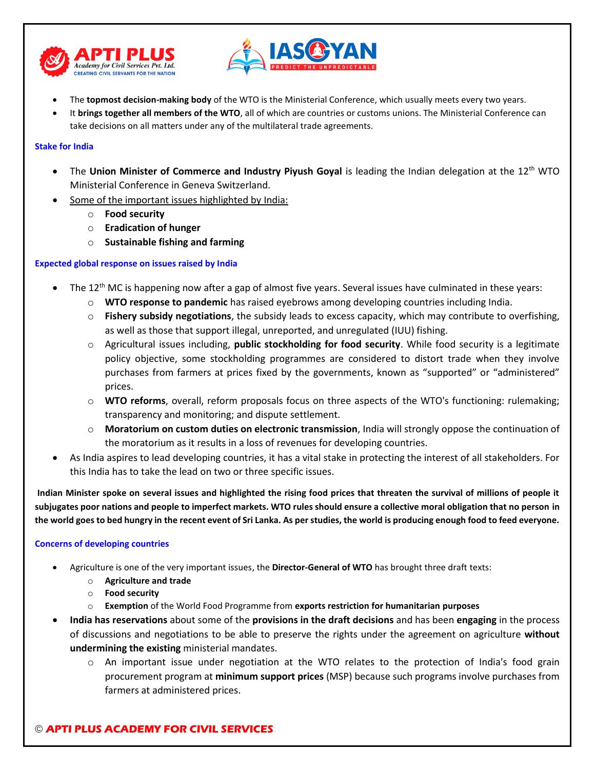- The **topmost decision-making body** of the WTO is the Ministerial Conference, which usually meets every two years.
- It **brings together all members of the WTO**, all of which are countries or customs unions. The Ministerial Conference can take decisions on all matters under any of the multilateral trade agreements.

### Stake for India

- The **Union Minister of Commerce and Industry Piyush Goyal** is leading the Indian delegation at the 12th WTO Ministerial Conference in Geneva Switzerland.
- Some of the important issues highlighted by India:
  - **Food security**
  - **Eradication of hunger**
  - **Sustainable fishing and farming**

### Expected global response on issues raised by India

- The 12th MC is happening now after a gap of almost five years. Several issues have culminated in these years:
  - **WTO response to pandemic** has raised eyebrows among developing countries including India.
  - **Fishery subsidy negotiations**, the subsidy leads to excess capacity, which may contribute to overfishing, as well as those that support illegal, unreported, and unregulated (IUU) fishing.
  - Agricultural issues including, **public stockholding for food security**. While food security is a legitimate policy objective, some stockholding programmes are considered to distort trade when they involve purchases from farmers at prices fixed by the governments, known as "supported" or "administered" prices.
  - **WTO reforms**, overall, reform proposals focus on three aspects of the WTO's functioning: rulemaking; transparency and monitoring; and dispute settlement.
  - **Moratorium on custom duties on electronic transmission**, India will strongly oppose the continuation of the moratorium as it results in a loss of revenues for developing countries.
- As India aspires to lead developing countries, it has a vital stake in protecting the interest of all stakeholders. For this India has to take the lead on two or three specific issues.

**Indian Minister spoke on several issues and highlighted the rising food prices that threaten the survival of millions of people it subjugates poor nations and people to imperfect markets. WTO rules should ensure a collective moral obligation that no person in the world goes to bed hungry in the recent event of Sri Lanka. As per studies, the world is producing enough food to feed everyone.**

### Concerns of developing countries

- Agriculture is one of the very important issues, the **Director-General of WTO** has brought three draft texts:
  - **Agriculture and trade**
  - **Food security**
  - **Exemption** of the World Food Programme from **exports restriction for humanitarian purposes**
- **India has reservations** about some of the **provisions in the draft decisions** and has been **engaging** in the process of discussions and negotiations to be able to preserve the rights under the agreement on agriculture **without undermining the existing** ministerial mandates.
  - An important issue under negotiation at the WTO relates to the protection of India's food grain procurement program at **minimum support prices** (MSP) because such programs involve purchases from farmers at administered prices.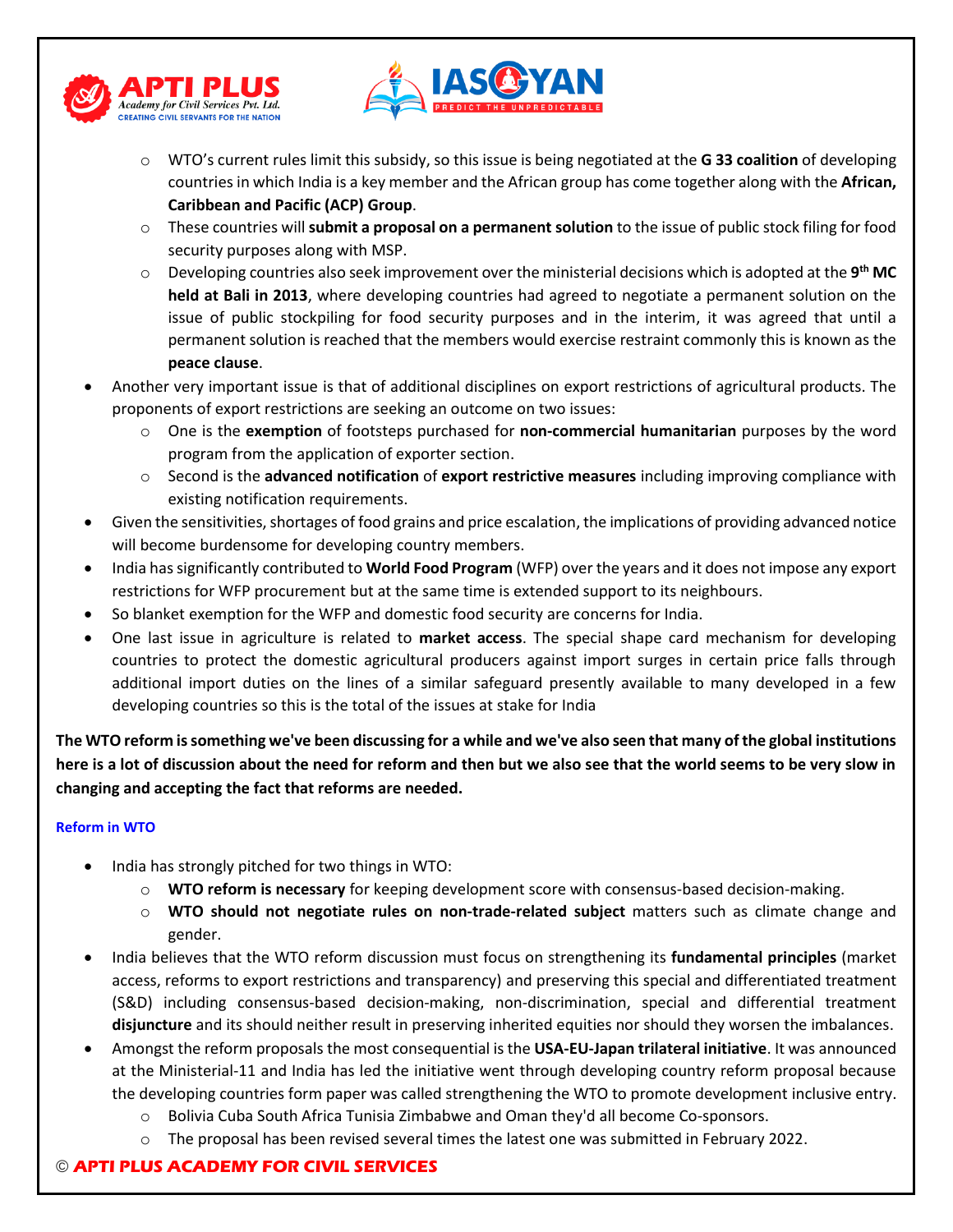- WTO's current rules limit this subsidy, so this issue is being negotiated at the **G 33 coalition** of developing countries in which India is a key member and the African group has come together along with the **African, Caribbean and Pacific (ACP) Group**.
  - These countries will **submit a proposal on a permanent solution** to the issue of public stock filing for food security purposes along with MSP.
  - Developing countries also seek improvement over the ministerial decisions which is adopted at the **9th MC held at Bali in 2013**, where developing countries had agreed to negotiate a permanent solution on the issue of public stockpiling for food security purposes and in the interim, it was agreed that until a permanent solution is reached that the members would exercise restraint commonly this is known as the **peace clause**.
- Another very important issue is that of additional disciplines on export restrictions of agricultural products. The proponents of export restrictions are seeking an outcome on two issues:
  - One is the **exemption** of footsteps purchased for **non-commercial humanitarian** purposes by the word program from the application of exporter section.
  - Second is the **advanced notification** of **export restrictive measures** including improving compliance with existing notification requirements.
- Given the sensitivities, shortages of food grains and price escalation, the implications of providing advanced notice will become burdensome for developing country members.
- India has significantly contributed to **World Food Program** (WFP) over the years and it does not impose any export restrictions for WFP procurement but at the same time is extended support to its neighbours.
- So blanket exemption for the WFP and domestic food security are concerns for India.
- One last issue in agriculture is related to **market access**. The special shape card mechanism for developing countries to protect the domestic agricultural producers against import surges in certain price falls through additional import duties on the lines of a similar safeguard presently available to many developed in a few developing countries so this is the total of the issues at stake for India

**The WTO reform is something we've been discussing for a while and we've also seen that many of the global institutions here is a lot of discussion about the need for reform and then but we also see that the world seems to be very slow in changing and accepting the fact that reforms are needed.**

### Reform in WTO

- India has strongly pitched for two things in WTO:
  - **WTO reform is necessary** for keeping development score with consensus-based decision-making.
  - **WTO should not negotiate rules on non-trade-related subject** matters such as climate change and gender.
- India believes that the WTO reform discussion must focus on strengthening its **fundamental principles** (market access, reforms to export restrictions and transparency) and preserving this special and differentiated treatment (S&D) including consensus-based decision-making, non-discrimination, special and differential treatment **disjuncture** and its should neither result in preserving inherited equities nor should they worsen the imbalances.
- Amongst the reform proposals the most consequential is the **USA-EU-Japan trilateral initiative**. It was announced at the Ministerial-11 and India has led the initiative went through developing country reform proposal because the developing countries form paper was called strengthening the WTO to promote development inclusive entry.
  - Bolivia Cuba South Africa Tunisia Zimbabwe and Oman they'd all become Co-sponsors.
  - The proposal has been revised several times the latest one was submitted in February 2022.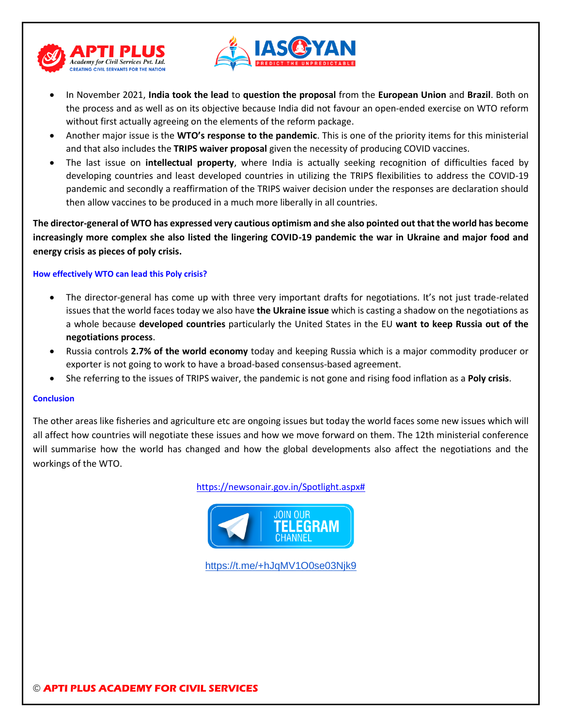- In November 2021, **India took the lead** to **question the proposal** from the **European Union** and **Brazil**. Both on the process and as well as on its objective because India did not favour an open-ended exercise on WTO reform without first actually agreeing on the elements of the reform package.
- Another major issue is the **WTO's response to the pandemic**. This is one of the priority items for this ministerial and that also includes the **TRIPS waiver proposal** given the necessity of producing COVID vaccines.
- The last issue on **intellectual property**, where India is actually seeking recognition of difficulties faced by developing countries and least developed countries in utilizing the TRIPS flexibilities to address the COVID-19 pandemic and secondly a reaffirmation of the TRIPS waiver decision under the responses are declaration should then allow vaccines to be produced in a much more liberally in all countries.

**The director-general of WTO has expressed very cautious optimism and she also pointed out that the world has become increasingly more complex she also listed the lingering COVID-19 pandemic the war in Ukraine and major food and energy crisis as pieces of poly crisis.**

#### How effectively WTO can lead this Poly crisis?

- The director-general has come up with three very important drafts for negotiations. It's not just trade-related issues that the world faces today we also have **the Ukraine issue** which is casting a shadow on the negotiations as a whole because **developed countries** particularly the United States in the EU **want to keep Russia out of the negotiations process**.
- Russia controls **2.7% of the world economy** today and keeping Russia which is a major commodity producer or exporter is not going to work to have a broad-based consensus-based agreement.
- She referring to the issues of TRIPS waiver, the pandemic is not gone and rising food inflation as a **Poly crisis**.

#### Conclusion

The other areas like fisheries and agriculture etc are ongoing issues but today the world faces some new issues which will all affect how countries will negotiate these issues and how we move forward on them. The 12th ministerial conference will summarise how the world has changed and how the global developments also affect the negotiations and the workings of the WTO.

https://newsonair.gov.in/Spotlight.aspx#

JOIN OUR TELEGRAM CHANNEL

https://t.me/+hJqMV1O0se03Njk9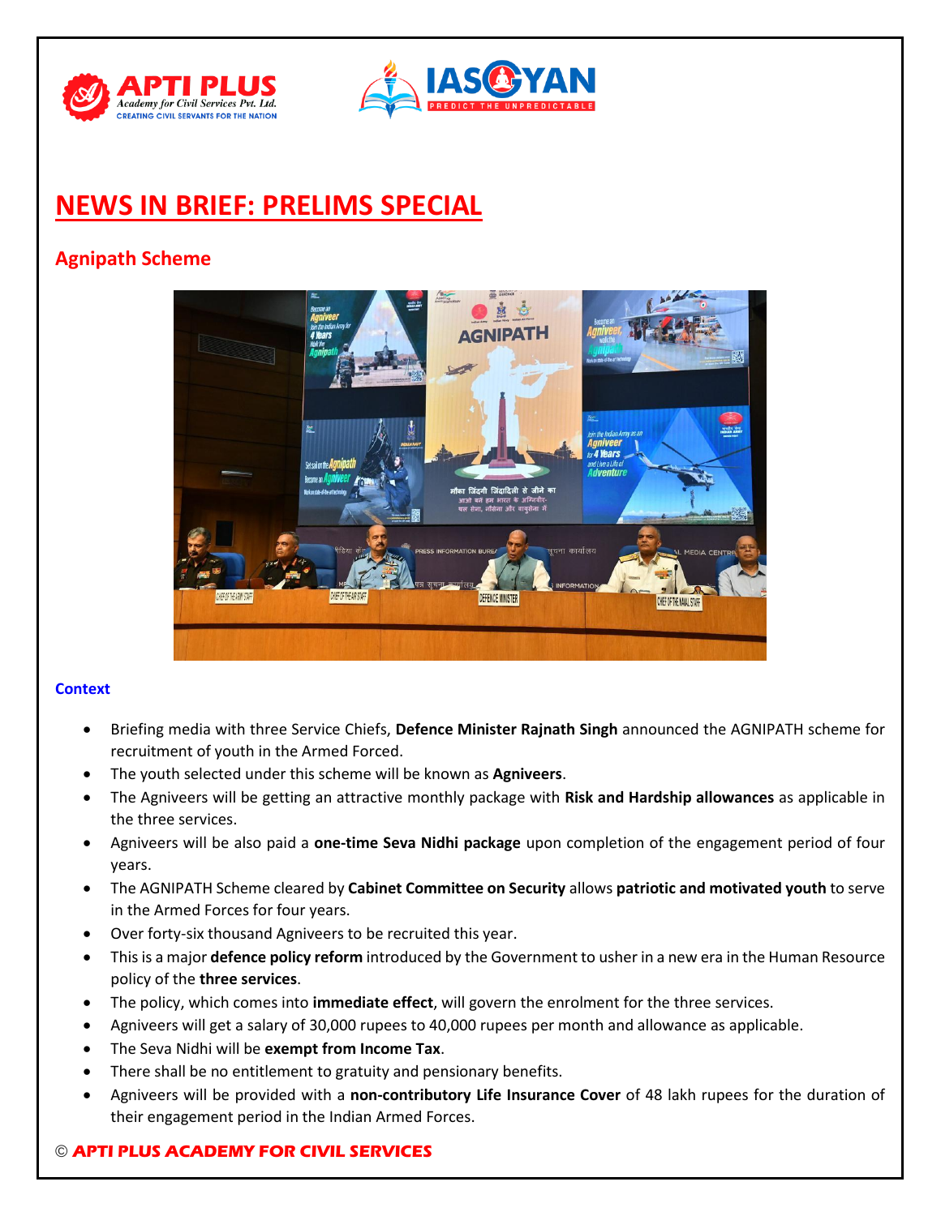# NEWS IN BRIEF: PRELIMS SPECIAL

## Agnipath Scheme

### Context

- Briefing media with three Service Chiefs, **Defence Minister Rajnath Singh** announced the AGNIPATH scheme for recruitment of youth in the Armed Forced.
- The youth selected under this scheme will be known as **Agniveers**.
- The Agniveers will be getting an attractive monthly package with **Risk and Hardship allowances** as applicable in the three services.
- Agniveers will be also paid a **one-time Seva Nidhi package** upon completion of the engagement period of four years.
- The AGNIPATH Scheme cleared by **Cabinet Committee on Security** allows **patriotic and motivated youth** to serve in the Armed Forces for four years.
- Over forty-six thousand Agniveers to be recruited this year.
- This is a major **defence policy reform** introduced by the Government to usher in a new era in the Human Resource policy of the **three services**.
- The policy, which comes into **immediate effect**, will govern the enrolment for the three services.
- Agniveers will get a salary of 30,000 rupees to 40,000 rupees per month and allowance as applicable.
- The Seva Nidhi will be **exempt from Income Tax**.
- There shall be no entitlement to gratuity and pensionary benefits.
- Agniveers will be provided with a **non-contributory Life Insurance Cover** of 48 lakh rupees for the duration of their engagement period in the Indian Armed Forces.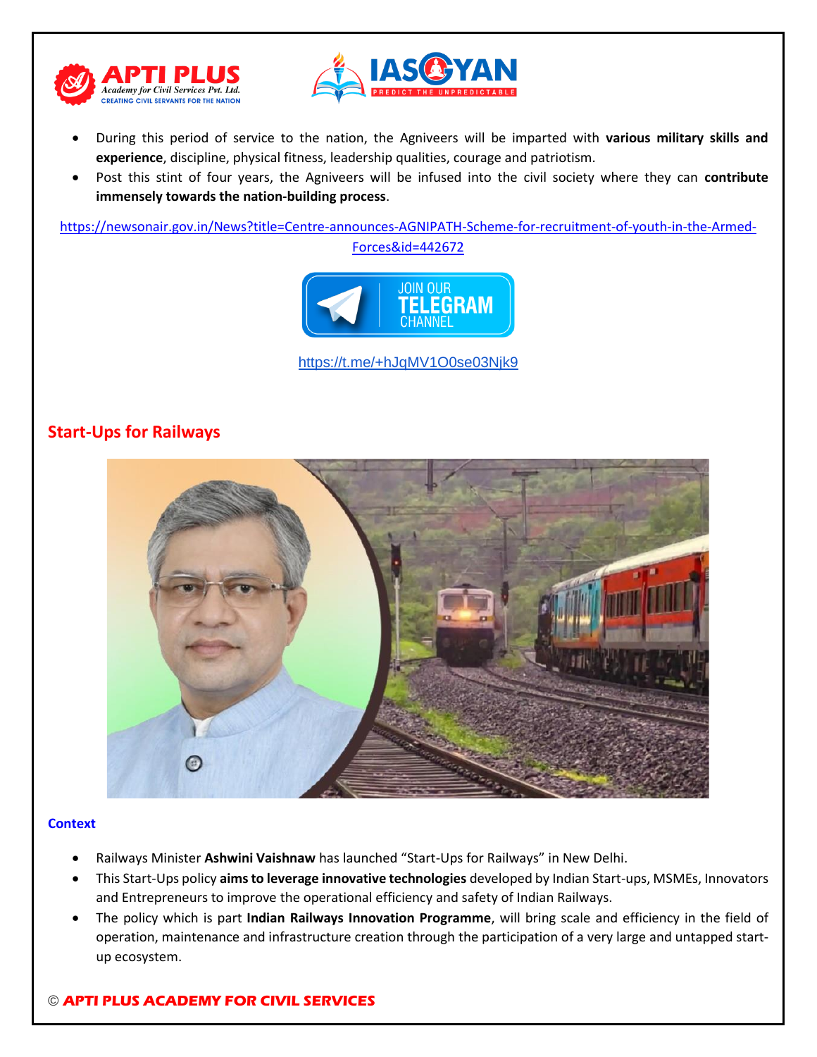- During this period of service to the nation, the Agniveers will be imparted with **various military skills and experience**, discipline, physical fitness, leadership qualities, courage and patriotism.
- Post this stint of four years, the Agniveers will be infused into the civil society where they can **contribute immensely towards the nation-building process**.

https://newsonair.gov.in/News?title=Centre-announces-AGNIPATH-Scheme-for-recruitment-of-youth-in-the-Armed-Forces&id=442672

https://t.me/+hJqMV1O0se03Njk9

## Start-Ups for Railways

**Context**

- Railways Minister **Ashwini Vaishnaw** has launched "Start-Ups for Railways" in New Delhi.
- This Start-Ups policy **aims to leverage innovative technologies** developed by Indian Start-ups, MSMEs, Innovators and Entrepreneurs to improve the operational efficiency and safety of Indian Railways.
- The policy which is part **Indian Railways Innovation Programme**, will bring scale and efficiency in the field of operation, maintenance and infrastructure creation through the participation of a very large and untapped start-up ecosystem.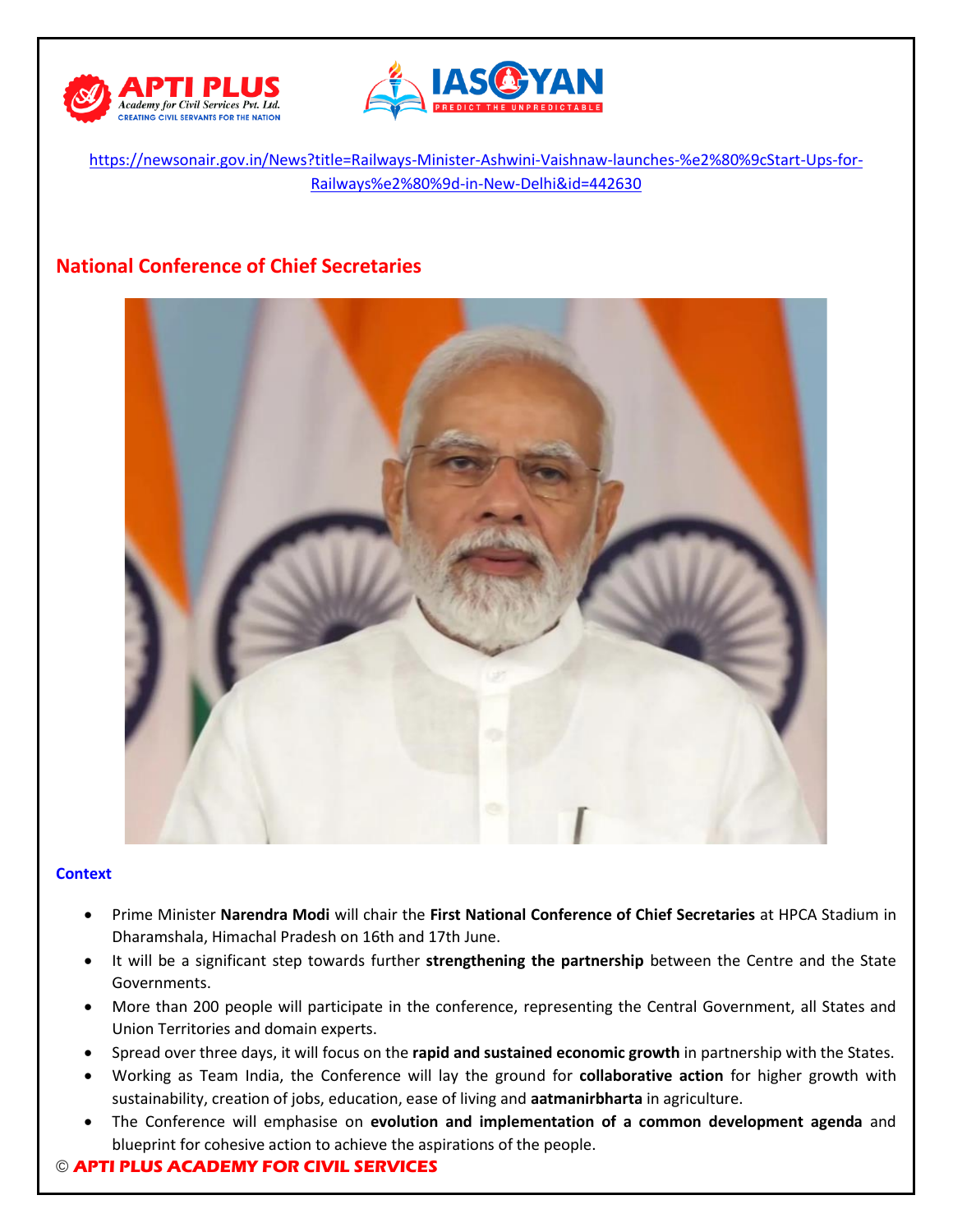https://newsonair.gov.in/News?title=Railways-Minister-Ashwini-Vaishnaw-launches-%e2%80%9cStart-Ups-for-Railways%e2%80%9d-in-New-Delhi&id=442630

## National Conference of Chief Secretaries

### Context

- Prime Minister **Narendra Modi** will chair the **First National Conference of Chief Secretaries** at HPCA Stadium in Dharamshala, Himachal Pradesh on 16th and 17th June.
- It will be a significant step towards further **strengthening the partnership** between the Centre and the State Governments.
- More than 200 people will participate in the conference, representing the Central Government, all States and Union Territories and domain experts.
- Spread over three days, it will focus on the **rapid and sustained economic growth** in partnership with the States.
- Working as Team India, the Conference will lay the ground for **collaborative action** for higher growth with sustainability, creation of jobs, education, ease of living and **aatmanirbharta** in agriculture.
- The Conference will emphasise on **evolution and implementation of a common development agenda** and blueprint for cohesive action to achieve the aspirations of the people.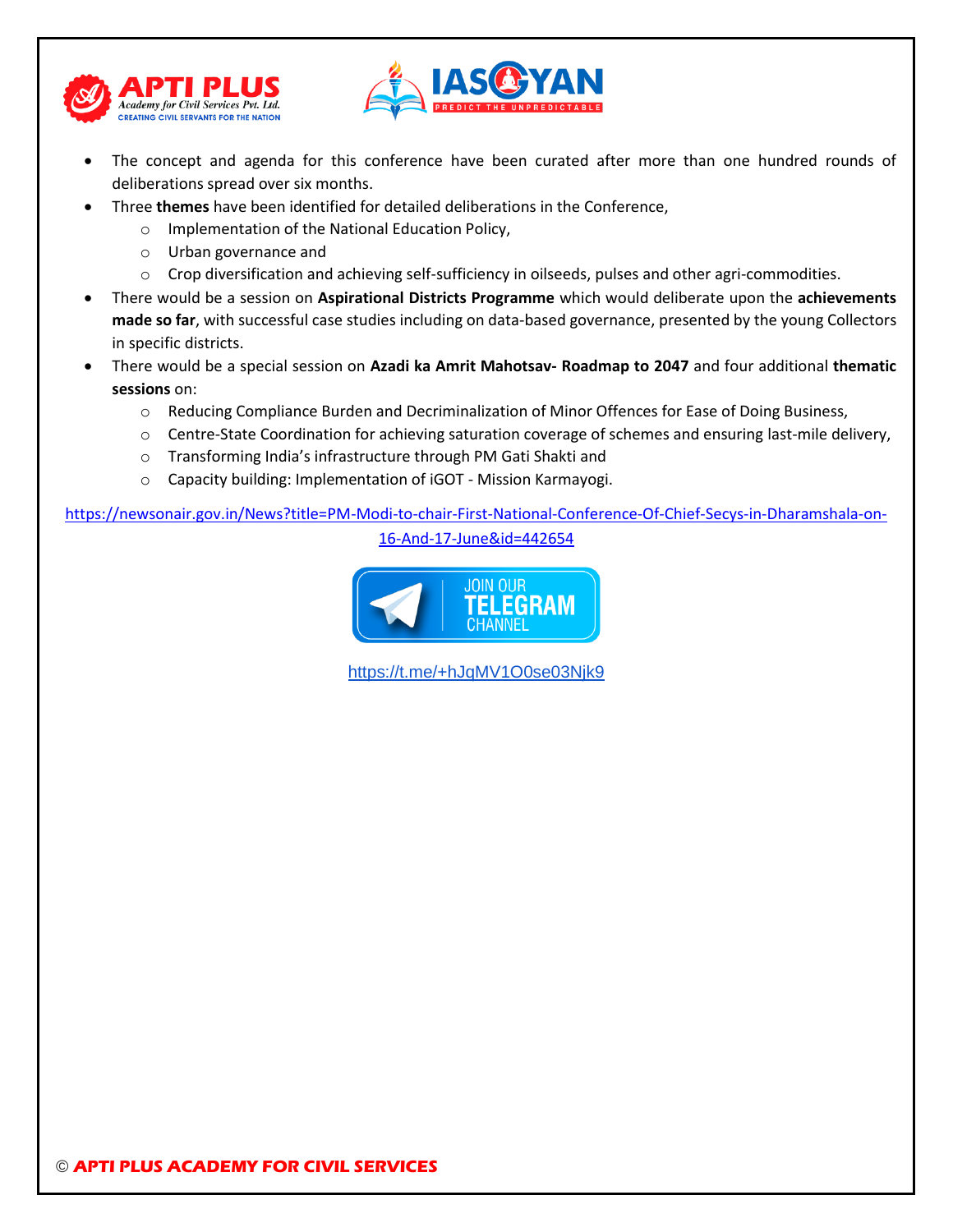- The concept and agenda for this conference have been curated after more than one hundred rounds of deliberations spread over six months.
- Three **themes** have been identified for detailed deliberations in the Conference,
  - Implementation of the National Education Policy,
  - Urban governance and
  - Crop diversification and achieving self-sufficiency in oilseeds, pulses and other agri-commodities.
- There would be a session on **Aspirational Districts Programme** which would deliberate upon the **achievements made so far**, with successful case studies including on data-based governance, presented by the young Collectors in specific districts.
- There would be a special session on **Azadi ka Amrit Mahotsav- Roadmap to 2047** and four additional **thematic sessions** on:
  - Reducing Compliance Burden and Decriminalization of Minor Offences for Ease of Doing Business,
  - Centre-State Coordination for achieving saturation coverage of schemes and ensuring last-mile delivery,
  - Transforming India's infrastructure through PM Gati Shakti and
  - Capacity building: Implementation of iGOT - Mission Karmayogi.

https://newsonair.gov.in/News?title=PM-Modi-to-chair-First-National-Conference-Of-Chief-Secys-in-Dharamshala-on-16-And-17-June&id=442654

JOIN OUR TELEGRAM CHANNEL

https://t.me/+hJqMV1O0se03Njk9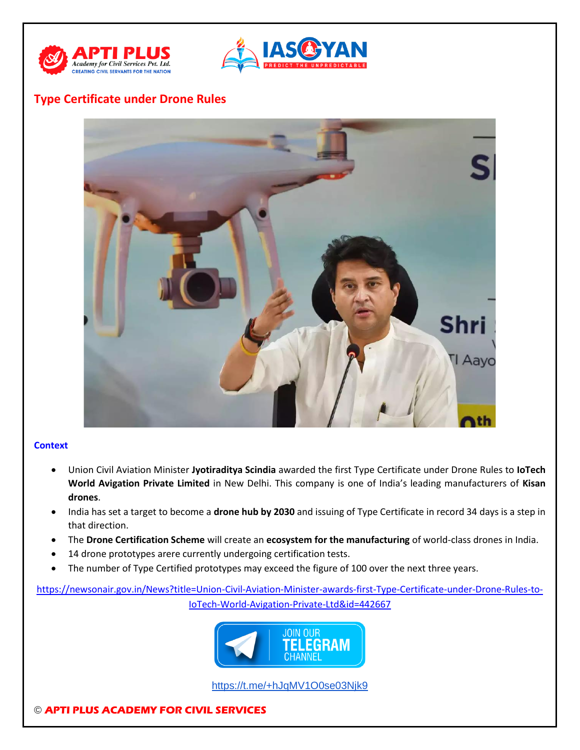## Type Certificate under Drone Rules

**Context**

- Union Civil Aviation Minister **Jyotiraditya Scindia** awarded the first Type Certificate under Drone Rules to **IoTech World Avigation Private Limited** in New Delhi. This company is one of India's leading manufacturers of **Kisan drones**.
- India has set a target to become a **drone hub by 2030** and issuing of Type Certificate in record 34 days is a step in that direction.
- The **Drone Certification Scheme** will create an **ecosystem for the manufacturing** of world-class drones in India.
- 14 drone prototypes arere currently undergoing certification tests.
- The number of Type Certified prototypes may exceed the figure of 100 over the next three years.

https://newsonair.gov.in/News?title=Union-Civil-Aviation-Minister-awards-first-Type-Certificate-under-Drone-Rules-to-IoTech-World-Avigation-Private-Ltd&id=442667

JOIN OUR TELEGRAM CHANNEL

https://t.me/+hJqMV1O0se03Njk9

© APTI PLUS ACADEMY FOR CIVIL SERVICES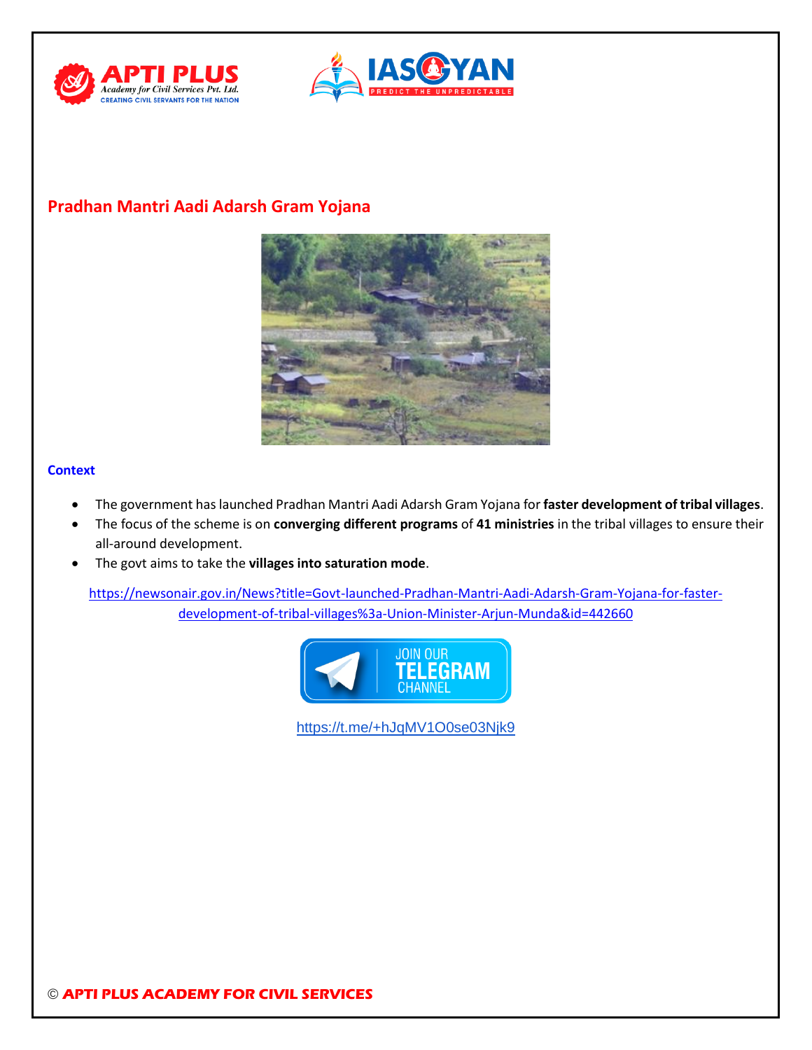## Pradhan Mantri Aadi Adarsh Gram Yojana

**Context**

- The government has launched Pradhan Mantri Aadi Adarsh Gram Yojana for **faster development of tribal villages**.
- The focus of the scheme is on **converging different programs** of **41 ministries** in the tribal villages to ensure their all-around development.
- The govt aims to take the **villages into saturation mode**.

https://newsonair.gov.in/News?title=Govt-launched-Pradhan-Mantri-Aadi-Adarsh-Gram-Yojana-for-faster-development-of-tribal-villages%3a-Union-Minister-Arjun-Munda&id=442660

JOIN OUR TELEGRAM CHANNEL

https://t.me/+hJqMV1O0se03Njk9